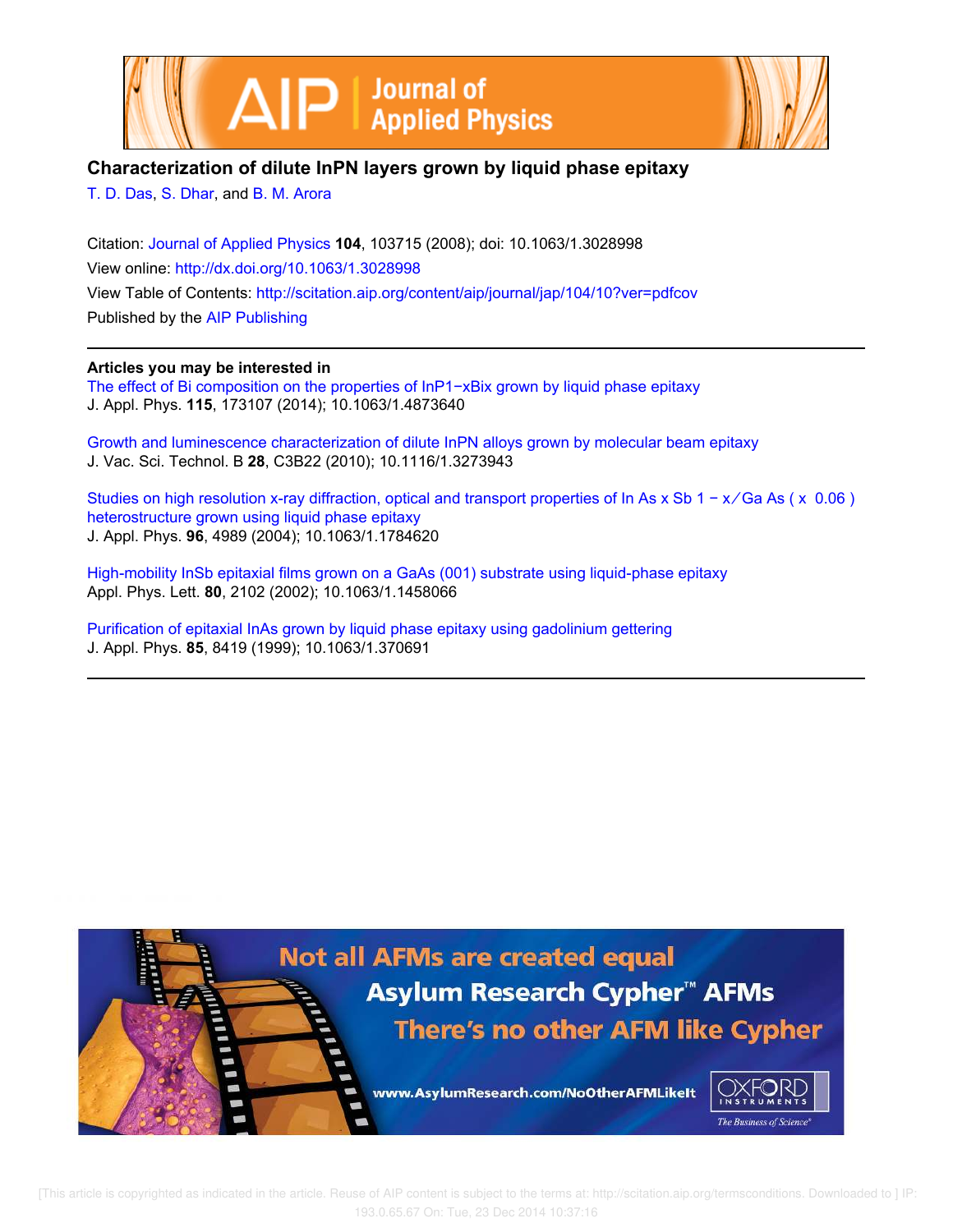# Characterization of dilute InPN layers grown by liquid phase epitaxy

T. D. Das, S. Dhar, and B. M. Arora

Citation: Journal of Applied Physics **104**, 103715 (2008); doi: 10.1063/1.3028998

View online: http://dx.doi.org/10.1063/1.3028998

View Table of Contents: http://scitation.aip.org/content/aip/journal/jap/104/10?ver=pdfcov

Published by the AIP Publishing

**Articles you may be interested in**

The effect of Bi composition on the properties of InP1−xBix grown by liquid phase epitaxy
J. Appl. Phys. **115**, 173107 (2014); 10.1063/1.4873640

Growth and luminescence characterization of dilute InPN alloys grown by molecular beam epitaxy
J. Vac. Sci. Technol. B **28**, C3B22 (2010); 10.1116/1.3273943

Studies on high resolution x-ray diffraction, optical and transport properties of In As x Sb 1 − x/Ga As ( x 0.06 ) heterostructure grown using liquid phase epitaxy
J. Appl. Phys. **96**, 4989 (2004); 10.1063/1.1784620

High-mobility InSb epitaxial films grown on a GaAs (001) substrate using liquid-phase epitaxy
Appl. Phys. Lett. **80**, 2102 (2002); 10.1063/1.1458066

Purification of epitaxial InAs grown by liquid phase epitaxy using gadolinium gettering
J. Appl. Phys. **85**, 8419 (1999); 10.1063/1.370691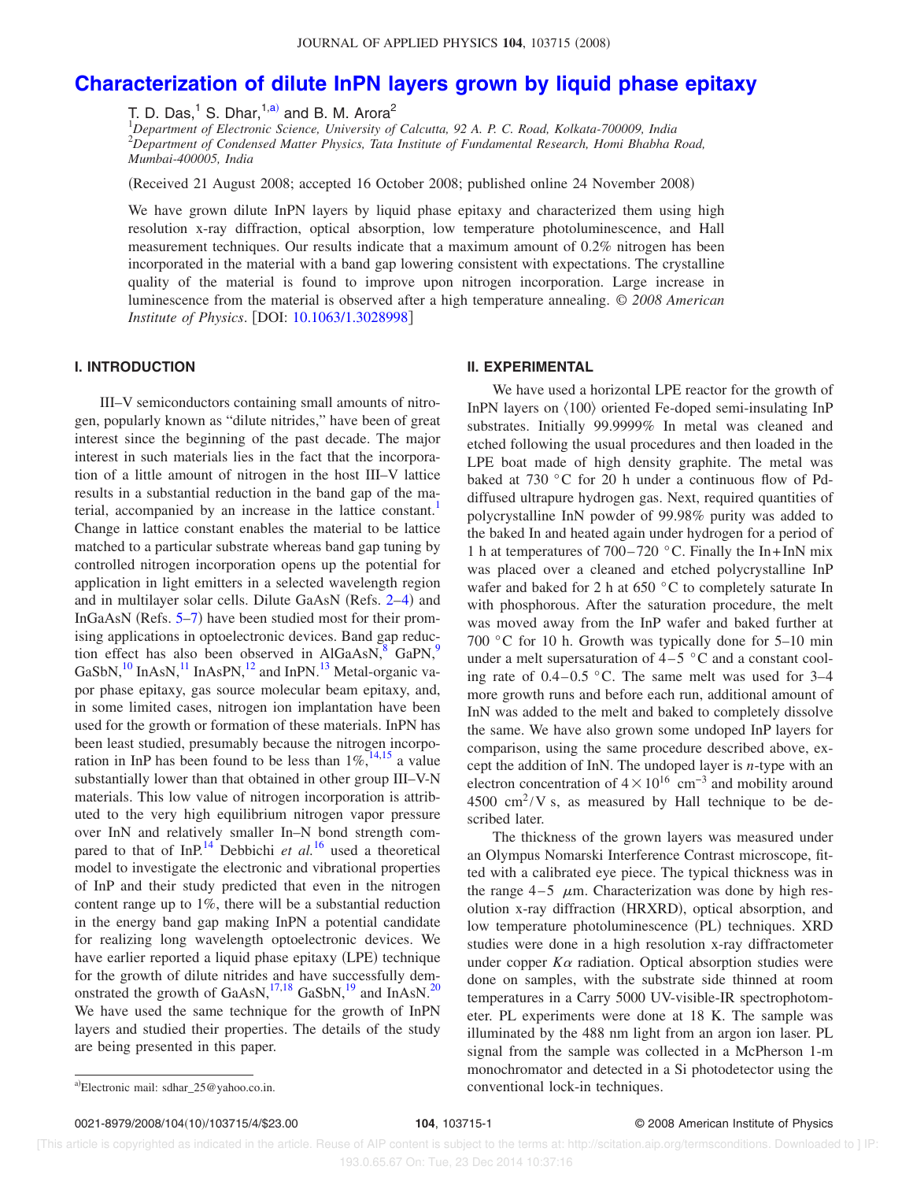# Characterization of dilute InPN layers grown by liquid phase epitaxy

T. D. Das,[1] S. Dhar,[1,a)] and B. M. Arora[2]

[1]*Department of Electronic Science, University of Calcutta, 92 A. P. C. Road, Kolkata-700009, India*
[2]*Department of Condensed Matter Physics, Tata Institute of Fundamental Research, Homi Bhabha Road, Mumbai-400005, India*

(Received 21 August 2008; accepted 16 October 2008; published online 24 November 2008)

We have grown dilute InPN layers by liquid phase epitaxy and characterized them using high resolution x-ray diffraction, optical absorption, low temperature photoluminescence, and Hall measurement techniques. Our results indicate that a maximum amount of 0.2% nitrogen has been incorporated in the material with a band gap lowering consistent with expectations. The crystalline quality of the material is found to improve upon nitrogen incorporation. Large increase in luminescence from the material is observed after a high temperature annealing. *© 2008 American Institute of Physics*. [DOI: 10.1063/1.3028998]

## I. INTRODUCTION

III–V semiconductors containing small amounts of nitrogen, popularly known as "dilute nitrides," have been of great interest since the beginning of the past decade. The major interest in such materials lies in the fact that the incorporation of a little amount of nitrogen in the host III–V lattice results in a substantial reduction in the band gap of the material, accompanied by an increase in the lattice constant.[1] Change in lattice constant enables the material to be lattice matched to a particular substrate whereas band gap tuning by controlled nitrogen incorporation opens up the potential for application in light emitters in a selected wavelength region and in multilayer solar cells. Dilute GaAsN (Refs. 2–4) and InGaAsN (Refs. 5–7) have been studied most for their promising applications in optoelectronic devices. Band gap reduction effect has also been observed in AlGaAsN,[8] GaPN,[9] GaSbN,[10] InAsN,[11] InAsPN,[12] and InPN.[13] Metal-organic vapor phase epitaxy, gas source molecular beam epitaxy, and, in some limited cases, nitrogen ion implantation have been used for the growth or formation of these materials. InPN has been least studied, presumably because the nitrogen incorporation in InP has been found to be less than 1%,[14,15] a value substantially lower than that obtained in other group III–V-N materials. This low value of nitrogen incorporation is attributed to the very high equilibrium nitrogen vapor pressure over InN and relatively smaller In–N bond strength compared to that of InP.[14] Debbichi *et al.*[16] used a theoretical model to investigate the electronic and vibrational properties of InP and their study predicted that even in the nitrogen content range up to 1%, there will be a substantial reduction in the energy band gap making InPN a potential candidate for realizing long wavelength optoelectronic devices. We have earlier reported a liquid phase epitaxy (LPE) technique for the growth of dilute nitrides and have successfully demonstrated the growth of GaAsN,[17,18] GaSbN,[19] and InAsN.[20] We have used the same technique for the growth of InPN layers and studied their properties. The details of the study are being presented in this paper.

## II. EXPERIMENTAL

We have used a horizontal LPE reactor for the growth of InPN layers on ⟨100⟩ oriented Fe-doped semi-insulating InP substrates. Initially 99.99999% In metal was cleaned and etched following the usual procedures and then loaded in the LPE boat made of high density graphite. The metal was baked at 730 °C for 20 h under a continuous flow of Pd-diffused ultrapure hydrogen gas. Next, required quantities of polycrystalline InN powder of 99.98% purity was added to the baked In and heated again under hydrogen for a period of 1 h at temperatures of 700–720 °C. Finally the In+InN mix was placed over a cleaned and etched polycrystalline InP wafer and baked for 2 h at 650 °C to completely saturate In with phosphorous. After the saturation procedure, the melt was moved away from the InP wafer and baked further at 700 °C for 10 h. Growth was typically done for 5–10 min under a melt supersaturation of 4–5 °C and a constant cooling rate of 0.4–0.5 °C. The same melt was used for 3–4 more growth runs and before each run, additional amount of InN was added to the melt and baked to completely dissolve the same. We have also grown some undoped InP layers for comparison, using the same procedure described above, except the addition of InN. The undoped layer is *n*-type with an electron concentration of $4\times10^{16}$ cm$^{-3}$ and mobility around 4500 cm$^2$/V s, as measured by Hall technique to be described later.

The thickness of the grown layers was measured under an Olympus Nomarski Interference Contrast microscope, fitted with a calibrated eye piece. The typical thickness was in the range 4–5 $\mu$m. Characterization was done by high resolution x-ray diffraction (HRXRD), optical absorption, and low temperature photoluminescence (PL) techniques. XRD studies were done in a high resolution x-ray diffractometer under copper $K\alpha$ radiation. Optical absorption studies were done on samples, with the substrate side thinned at room temperatures in a Carry 5000 UV-visible-IR spectrophotometer. PL experiments were done at 18 K. The sample was illuminated by the 488 nm light from an argon ion laser. PL signal from the sample was collected in a McPherson 1-m monochromator and detected in a Si photodetector using the conventional lock-in techniques.

[a)]Electronic mail: sdhar_25@yahoo.co.in.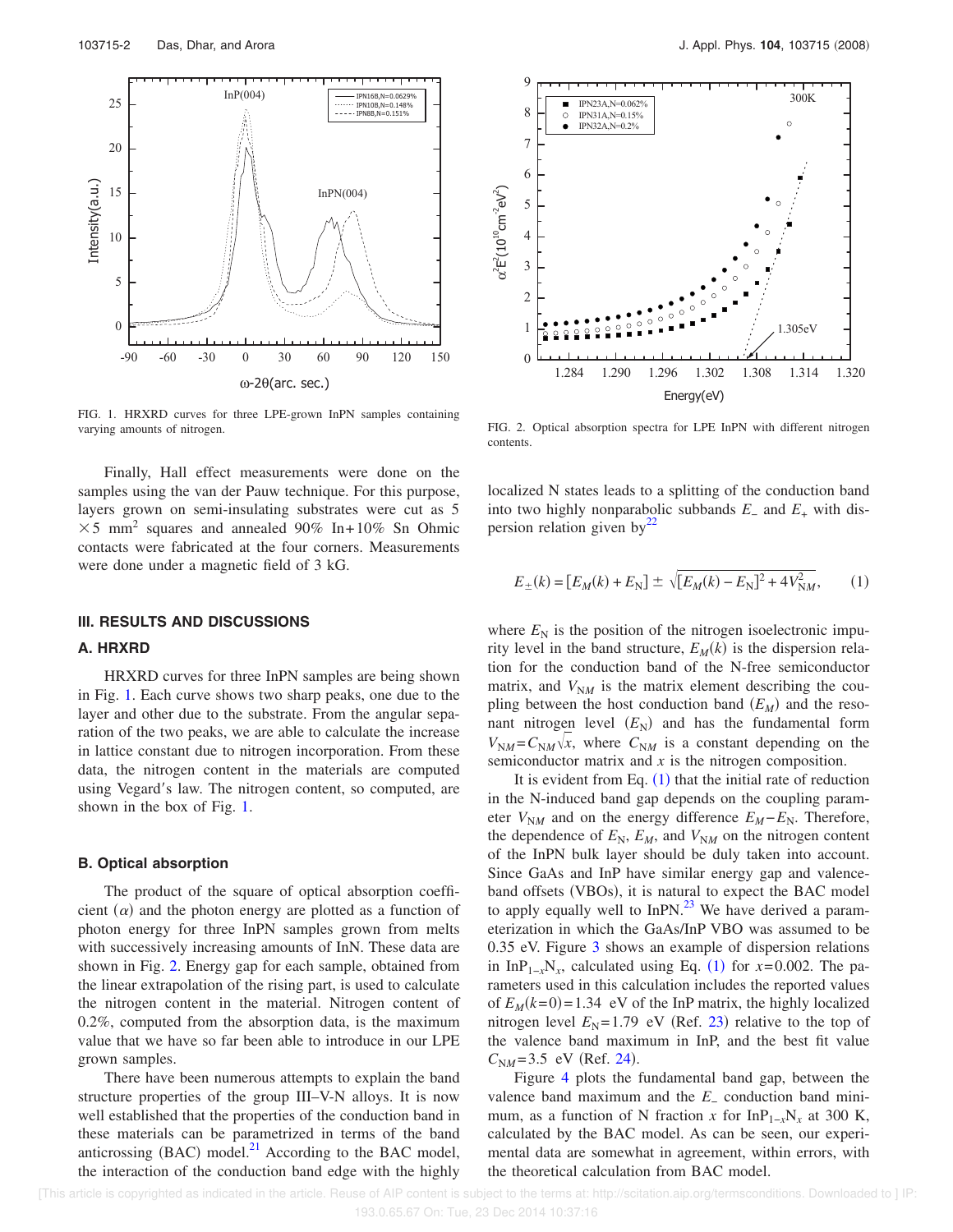FIG. 1. HRXRD curves for three LPE-grown InPN samples containing varying amounts of nitrogen.

Finally, Hall effect measurements were done on the samples using the van der Pauw technique. For this purpose, layers grown on semi-insulating substrates were cut as $5 \times 5$ mm$^2$ squares and annealed 90% In+10% Sn Ohmic contacts were fabricated at the four corners. Measurements were done under a magnetic field of 3 kG.

## III. RESULTS AND DISCUSSIONS

### A. HRXRD

HRXRD curves for three InPN samples are being shown in Fig. 1. Each curve shows two sharp peaks, one due to the layer and other due to the substrate. From the angular separation of the two peaks, we are able to calculate the increase in lattice constant due to nitrogen incorporation. From these data, the nitrogen content in the materials are computed using Vegard′s law. The nitrogen content, so computed, are shown in the box of Fig. 1.

### B. Optical absorption

The product of the square of optical absorption coefficient ($\alpha$) and the photon energy are plotted as a function of photon energy for three InPN samples grown from melts with successively increasing amounts of InN. These data are shown in Fig. 2. Energy gap for each sample, obtained from the linear extrapolation of the rising part, is used to calculate the nitrogen content in the material. Nitrogen content of 0.2%, computed from the absorption data, is the maximum value that we have so far been able to introduce in our LPE grown samples.

There have been numerous attempts to explain the band structure properties of the group III–V-N alloys. It is now well established that the properties of the conduction band in these materials can be parametrized in terms of the band anticrossing (BAC) model.[21] According to the BAC model, the interaction of the conduction band edge with the highly localized N states leads to a splitting of the conduction band into two highly nonparabolic subbands $E_-$ and $E_+$ with dispersion relation given by[22]

FIG. 2. Optical absorption spectra for LPE InPN with different nitrogen contents.

$$E_{\pm}(k) = [E_M(k) + E_N] \pm \sqrt{[E_M(k) - E_N]^2 + 4V_{NM}^2}, \qquad (1)$$

where $E_N$ is the position of the nitrogen isoelectronic impurity level in the band structure, $E_M(k)$ is the dispersion relation for the conduction band of the N-free semiconductor matrix, and $V_{NM}$ is the matrix element describing the coupling between the host conduction band ($E_M$) and the resonant nitrogen level ($E_N$) and has the fundamental form $V_{NM} = C_{NM}\sqrt{x}$, where $C_{NM}$ is a constant depending on the semiconductor matrix and $x$ is the nitrogen composition.

It is evident from Eq. (1) that the initial rate of reduction in the N-induced band gap depends on the coupling parameter $V_{NM}$ and on the energy difference $E_M - E_N$. Therefore, the dependence of $E_N$, $E_M$, and $V_{NM}$ on the nitrogen content of the InPN bulk layer should be duly taken into account. Since GaAs and InP have similar energy gap and valence-band offsets (VBOs), it is natural to expect the BAC model to apply equally well to InPN.[23] We have derived a parameterization in which the GaAs/InP VBO was assumed to be 0.35 eV. Figure 3 shows an example of dispersion relations in $InP_{1-x}N_x$, calculated using Eq. (1) for $x = 0.002$. The parameters used in this calculation includes the reported values of $E_M(k=0) = 1.34$ eV of the InP matrix, the highly localized nitrogen level $E_N = 1.79$ eV (Ref. 23) relative to the top of the valence band maximum in InP, and the best fit value $C_{NM} = 3.5$ eV (Ref. 24).

Figure 4 plots the fundamental band gap, between the valence band maximum and the $E_-$ conduction band minimum, as a function of N fraction $x$ for $InP_{1-x}N_x$ at 300 K, calculated by the BAC model. As can be seen, our experimental data are somewhat in agreement, within errors, with the theoretical calculation from BAC model.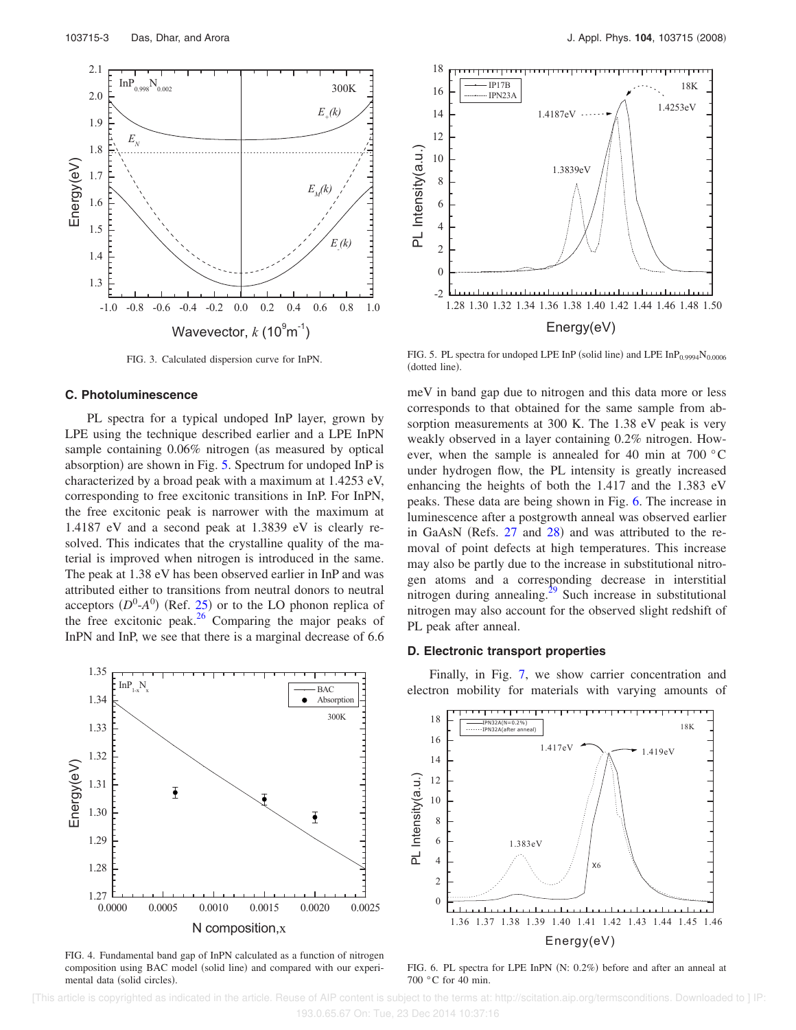FIG. 3. Calculated dispersion curve for InPN.

### C. Photoluminescence

PL spectra for a typical undoped InP layer, grown by LPE using the technique described earlier and a LPE InPN sample containing 0.06% nitrogen (as measured by optical absorption) are shown in Fig. 5. Spectrum for undoped InP is characterized by a broad peak with a maximum at 1.4253 eV, corresponding to free excitonic transitions in InP. For InPN, the free excitonic peak is narrower with the maximum at 1.4187 eV and a second peak at 1.3839 eV is clearly resolved. This indicates that the crystalline quality of the material is improved when nitrogen is introduced in the same. The peak at 1.38 eV has been observed earlier in InP and was attributed either to transitions from neutral donors to neutral acceptors ($D^0$-$A^0$) (Ref. 25) or to the LO phonon replica of the free excitonic peak.[26] Comparing the major peaks of InPN and InP, we see that there is a marginal decrease of 6.6 meV in band gap due to nitrogen and this data more or less corresponds to that obtained for the same sample from absorption measurements at 300 K. The 1.38 eV peak is very weakly observed in a layer containing 0.2% nitrogen. However, when the sample is annealed for 40 min at 700 °C under hydrogen flow, the PL intensity is greatly increased enhancing the heights of both the 1.417 and the 1.383 eV peaks. These data are being shown in Fig. 6. The increase in luminescence after a postgrowth anneal was observed earlier in GaAsN (Refs. 27 and 28) and was attributed to the removal of point defects at high temperatures. This increase may also be partly due to the increase in substitutional nitrogen atoms and a corresponding decrease in interstitial nitrogen during annealing.[29] Such increase in substitutional nitrogen may also account for the observed slight redshift of PL peak after anneal.

FIG. 4. Fundamental band gap of InPN calculated as a function of nitrogen composition using BAC model (solid line) and compared with our experimental data (solid circles).

FIG. 5. PL spectra for undoped LPE InP (solid line) and LPE $InP_{0.9994}N_{0.0006}$ (dotted line).

### D. Electronic transport properties

Finally, in Fig. 7, we show carrier concentration and electron mobility for materials with varying amounts of

FIG. 6. PL spectra for LPE InPN (N: 0.2%) before and after an anneal at 700 °C for 40 min.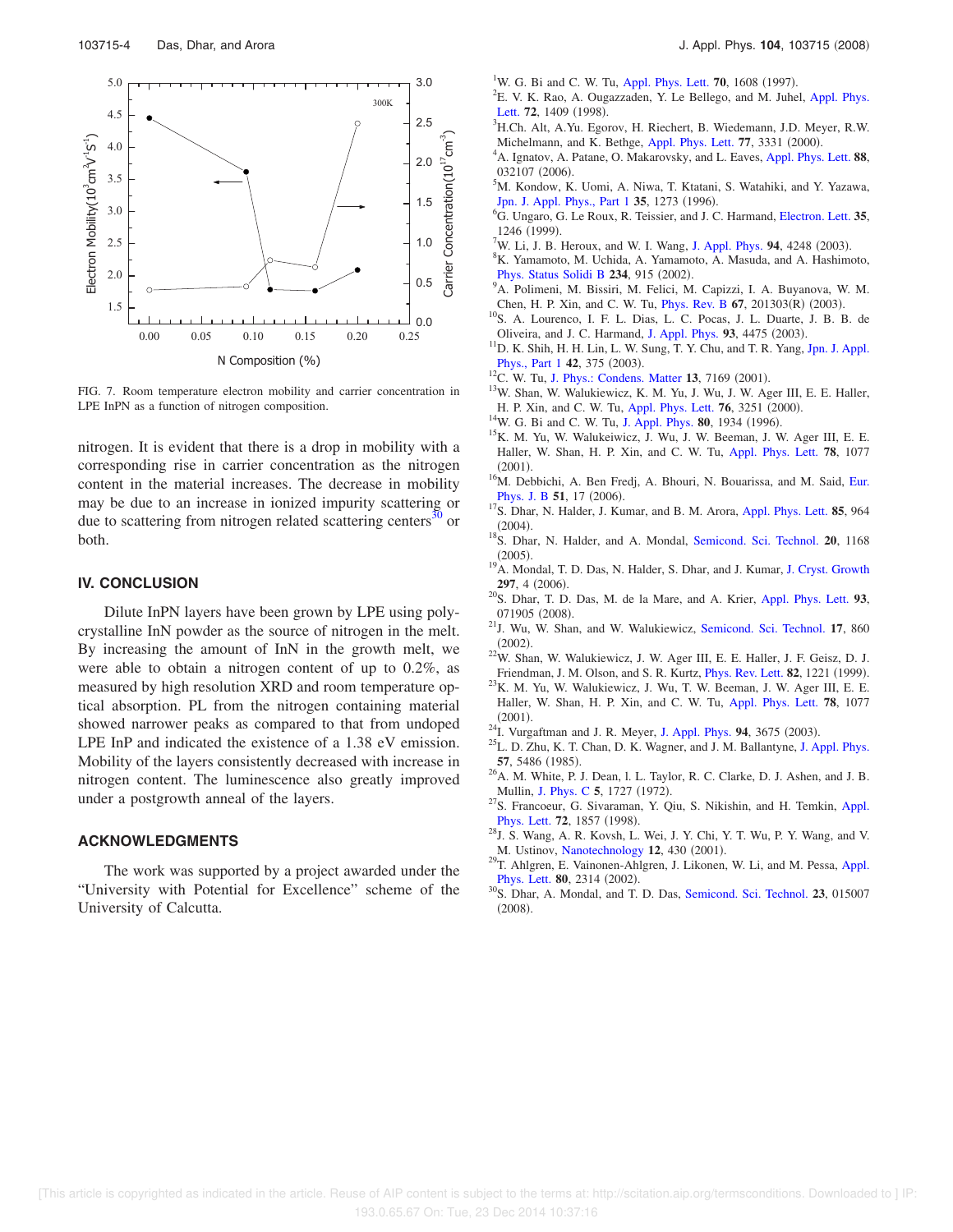5.0

4.5

4.0

3.5

3.0

2.5

2.0

1.5

Electron Mobility($10^3$cm$^2$V$^{-1}$S$^{-1}$)

0.00 0.05 0.10 0.15 0.20 0.25

N Composition (%)

300K

3.0

2.5

2.0

1.5

1.0

0.5

0.0

Carrier Concentration($10^{17}$cm$^{-3}$)

FIG. 7. Room temperature electron mobility and carrier concentration in LPE InPN as a function of nitrogen composition.

nitrogen. It is evident that there is a drop in mobility with a corresponding rise in carrier concentration as the nitrogen content in the material increases. The decrease in mobility may be due to an increase in ionized impurity scattering or due to scattering from nitrogen related scattering centers[30] or both.

## IV. CONCLUSION

Dilute InPN layers have been grown by LPE using polycrystalline InN powder as the source of nitrogen in the melt. By increasing the amount of InN in the growth melt, we were able to obtain a nitrogen content of up to 0.2%, as measured by high resolution XRD and room temperature optical absorption. PL from the nitrogen containing material showed narrower peaks as compared to that from undoped LPE InP and indicated the existence of a 1.38 eV emission. Mobility of the layers consistently decreased with increase in nitrogen content. The luminescence also greatly improved under a postgrowth anneal of the layers.

## ACKNOWLEDGMENTS

The work was supported by a project awarded under the "University with Potential for Excellence" scheme of the University of Calcutta.

[1] W. G. Bi and C. W. Tu, Appl. Phys. Lett. **70**, 1608 (1997).

[2] E. V. K. Rao, A. Ougazzaden, Y. Le Bellego, and M. Juhel, Appl. Phys. Lett. **72**, 1409 (1998).

[3] H.Ch. Alt, A.Yu. Egorov, H. Riechert, B. Wiedemann, J.D. Meyer, R.W. Michelmann, and K. Bethge, Appl. Phys. Lett. **77**, 3331 (2000).

[4] A. Ignatov, A. Patane, O. Makarovsky, and L. Eaves, Appl. Phys. Lett. **88**, 032107 (2006).

[5] M. Kondow, K. Uomi, A. Niwa, T. Ktatani, S. Watahiki, and Y. Yazawa, Jpn. J. Appl. Phys., Part 1 **35**, 1273 (1996).

[6] G. Ungaro, G. Le Roux, R. Teissier, and J. C. Harmand, Electron. Lett. **35**, 1246 (1999).

[7] W. Li, J. B. Heroux, and W. I. Wang, J. Appl. Phys. **94**, 4248 (2003).

[8] K. Yamamoto, M. Uchida, A. Yamamoto, A. Masuda, and A. Hashimoto, Phys. Status Solidi B **234**, 915 (2002).

[9] A. Polimeni, M. Bissiri, M. Felici, M. Capizzi, I. A. Buyanova, W. M. Chen, H. P. Xin, and C. W. Tu, Phys. Rev. B **67**, 201303(R) (2003).

[10] S. A. Lourenco, I. F. L. Dias, L. C. Pocas, J. L. Duarte, J. B. B. de Oliveira, and J. C. Harmand, J. Appl. Phys. **93**, 4475 (2003).

[11] D. K. Shih, H. H. Lin, L. W. Sung, T. Y. Chu, and T. R. Yang, Jpn. J. Appl. Phys., Part 1 **42**, 375 (2003).

[12] C. W. Tu, J. Phys.: Condens. Matter **13**, 7169 (2001).

[13] W. Shan, W. Walukiewicz, K. M. Yu, J. Wu, J. W. Ager III, E. E. Haller, H. P. Xin, and C. W. Tu, Appl. Phys. Lett. **76**, 3251 (2000).

[14] W. G. Bi and C. W. Tu, J. Appl. Phys. **80**, 1934 (1996).

[15] K. M. Yu, W. Walukeiwicz, J. Wu, J. W. Beeman, J. W. Ager III, E. E. Haller, W. Shan, H. P. Xin, and C. W. Tu, Appl. Phys. Lett. **78**, 1077 (2001).

[16] M. Debbichi, A. Ben Fredj, A. Bhouri, N. Bouarissa, and M. Said, Eur. Phys. J. B **51**, 17 (2006).

[17] S. Dhar, N. Halder, J. Kumar, and B. M. Arora, Appl. Phys. Lett. **85**, 964 (2004).

[18] S. Dhar, N. Halder, and A. Mondal, Semicond. Sci. Technol. **20**, 1168 (2005).

[19] A. Mondal, T. D. Das, N. Halder, S. Dhar, and J. Kumar, J. Cryst. Growth **297**, 4 (2006).

[20] S. Dhar, T. D. Das, M. de la Mare, and A. Krier, Appl. Phys. Lett. **93**, 071905 (2008).

[21] J. Wu, W. Shan, and W. Walukiewicz, Semicond. Sci. Technol. **17**, 860 (2002).

[22] W. Shan, W. Walukiewicz, J. W. Ager III, E. E. Haller, J. F. Geisz, D. J. Friendman, J. M. Olson, and S. R. Kurtz, Phys. Rev. Lett. **82**, 1221 (1999).

[23] K. M. Yu, W. Walukeiwicz, J. Wu, T. W. Beeman, J. W. Ager III, E. E. Haller, W. Shan, H. P. Xin, and C. W. Tu, Appl. Phys. Lett. **78**, 1077 (2001).

[24] I. Vurgaftman and J. R. Meyer, J. Appl. Phys. **94**, 3675 (2003).

[25] L. D. Zhu, K. T. Chan, D. K. Wagner, and J. M. Ballantyne, J. Appl. Phys. **57**, 5486 (1985).

[26] A. M. White, P. J. Dean, l. L. Taylor, R. C. Clarke, D. J. Ashen, and J. B. Mullin, J. Phys. C **5**, 1727 (1972).

[27] S. Francoeur, G. Sivaraman, Y. Qiu, S. Nikishin, and H. Temkin, Appl. Phys. Lett. **72**, 1857 (1998).

[28] J. S. Wang, A. R. Kovsh, L. Wei, J. Y. Chi, Y. T. Wu, P. Y. Wang, and V. M. Ustinov, Nanotechnology **12**, 430 (2001).

[29] T. Ahlgren, E. Vainonen-Ahlgren, J. Likonen, W. Li, and M. Pessa, Appl. Phys. Lett. **80**, 2314 (2002).

[30] S. Dhar, A. Mondal, and T. D. Das, Semicond. Sci. Technol. **23**, 015007 (2008).